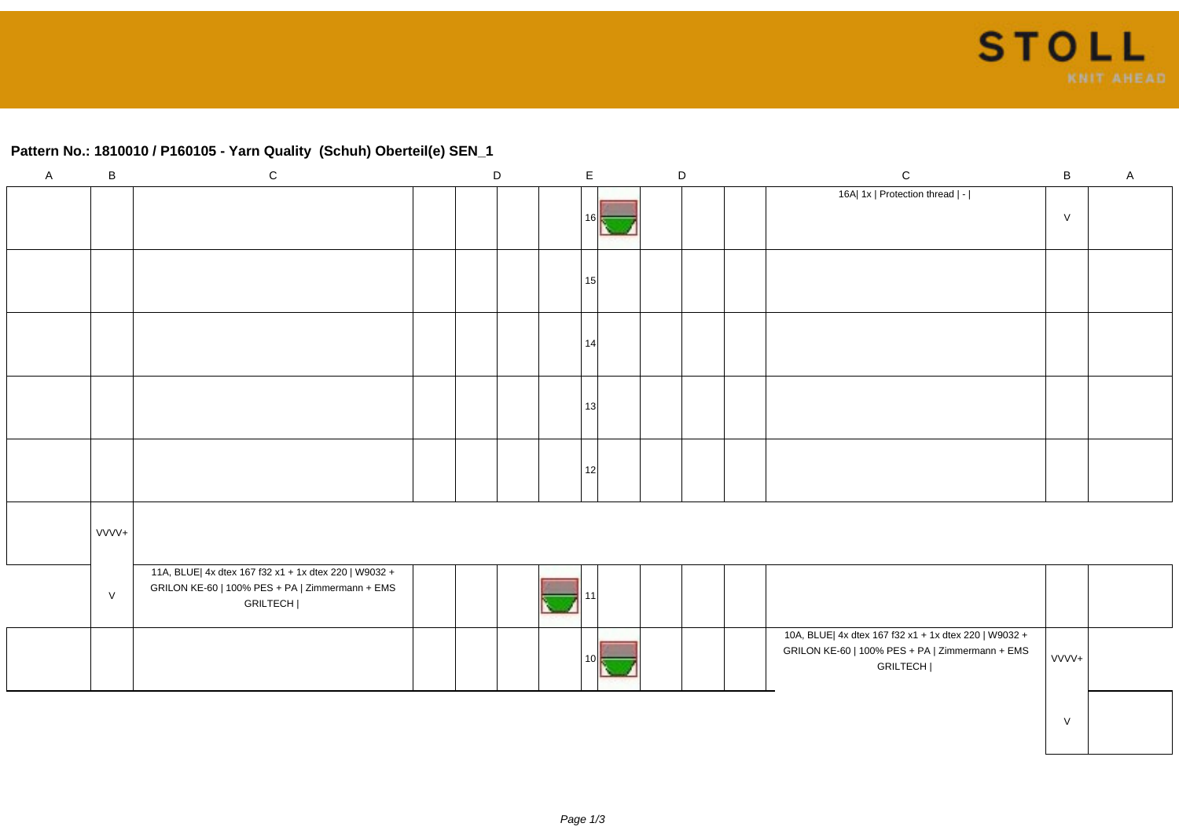## Pattern No.: 1810010 / P160105 - Yarn Quality (Schuh) Oberteil(e) SEN_1

| A | B | C | D | | | | E | | D | | | C | B | A |
|---|---|---|---|---|---|---|---|---|---|---|---|---|---|---|
| | | | | | | | 16 | | | | | 16A\| 1x \| Protection thread \| - \| | V | |
| | | | | | | | 15 | | | | | | | |
| | | | | | | | 14 | | | | | | | |
| | | | | | | | 13 | | | | | | | |
| | | | | | | | 12 | | | | | | | |
| | VVVV+ | | | | | | | | | | | | | |
| | V | 11A, BLUE\| 4x dtex 167 f32 x1 + 1x dtex 220 \| W9032 + GRILON KE-60 \| 100% PES + PA \| Zimmermann + EMS GRILTECH \| | | | | | 11 | | | | | | | |
| | | | | | | | 10 | | | | | 10A, BLUE\| 4x dtex 167 f32 x1 + 1x dtex 220 \| W9032 + GRILON KE-60 \| 100% PES + PA \| Zimmermann + EMS GRILTECH \| | VVVV+ | |
| | | | | | | | | | | | | | V | |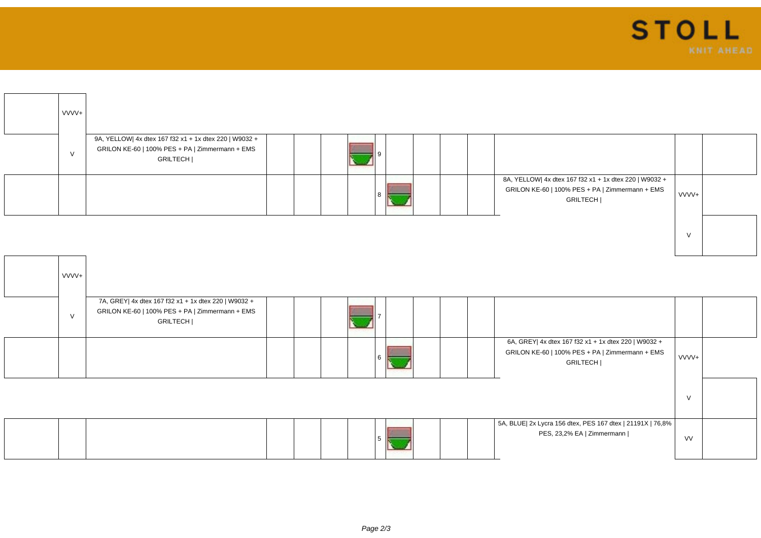| | | | | | | | | | | | | |
|---|---|---|---|---|---|---|---|---|---|---|---|---|
| | VVVV+ | | | | | | | | | | | |
| | V | 9A, YELLOW\| 4x dtex 167 f32 x1 + 1x dtex 220 \| W9032 + GRILON KE-60 \| 100% PES + PA \| Zimmermann + EMS GRILTECH \| | | | | 9 | | | | | | |
| | | | | | | 8 | | | | 8A, YELLOW\| 4x dtex 167 f32 x1 + 1x dtex 220 \| W9032 + GRILON KE-60 \| 100% PES + PA \| Zimmermann + EMS GRILTECH \| | VVVV+ | |
| | | | | | | | | | | | V | |
| | VVVV+ | | | | | | | | | | | |
| | V | 7A, GREY\| 4x dtex 167 f32 x1 + 1x dtex 220 \| W9032 + GRILON KE-60 \| 100% PES + PA \| Zimmermann + EMS GRILTECH \| | | | | 7 | | | | | | |
| | | | | | | 6 | | | | 6A, GREY\| 4x dtex 167 f32 x1 + 1x dtex 220 \| W9032 + GRILON KE-60 \| 100% PES + PA \| Zimmermann + EMS GRILTECH \| | VVVV+ | |
| | | | | | | | | | | | V | |
| | | | | | | 5 | | | | 5A, BLUE\| 2x Lycra 156 dtex, PES 167 dtex \| 21191X \| 76,8% PES, 23,2% EA \| Zimmermann \| | VV | |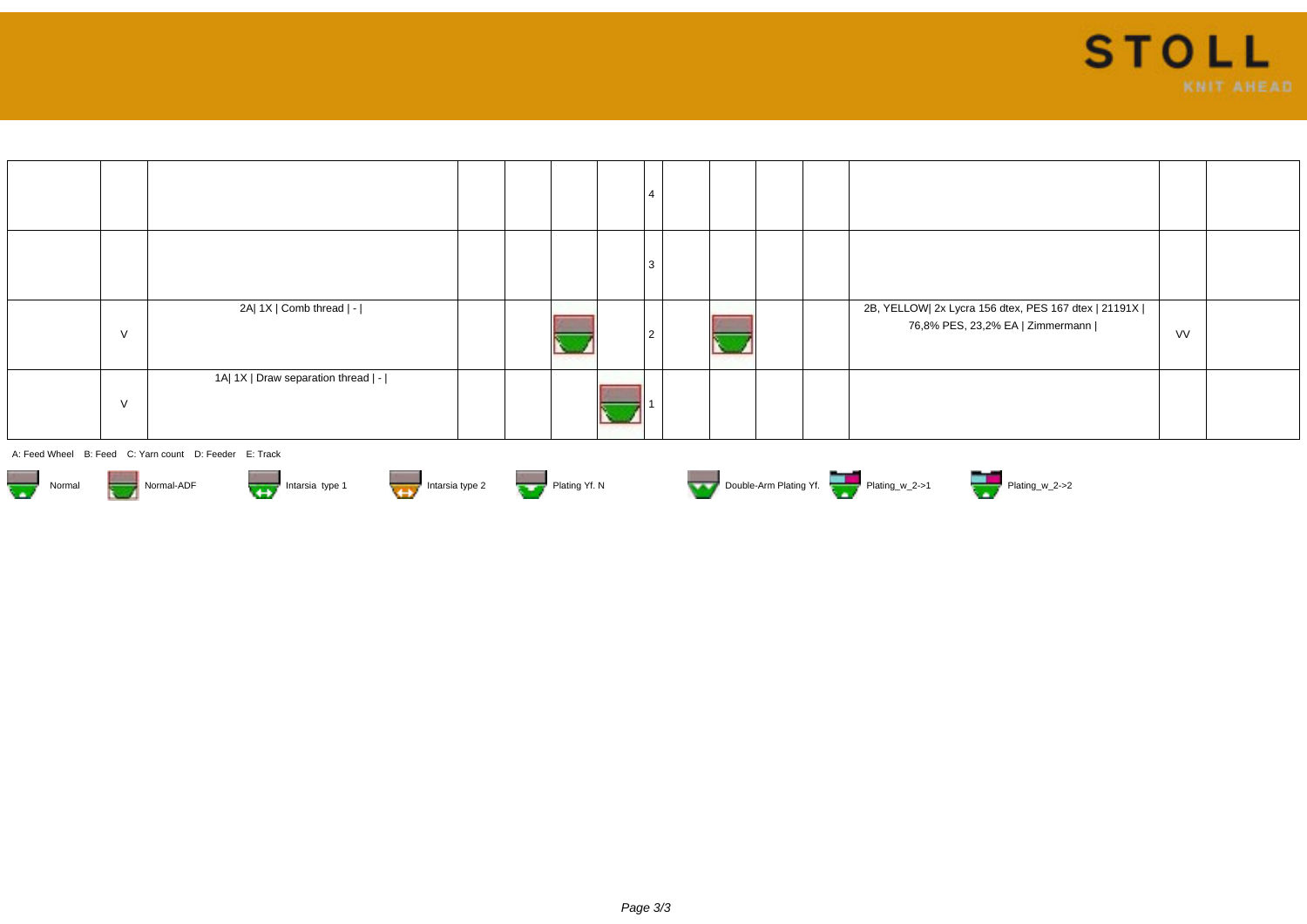| | | | | | | | | | | | | | | |
|---|---|---|---|---|---|---|---|---|---|---|---|---|---|---|
| | | | | | | | 4 | | | | | | | |
| | | | | | | | 3 | | | | | | | |
| | V | 2A\| 1X \| Comb thread \| - \| | | | | | 2 | | | | | 2B, YELLOW\| 2x Lycra 156 dtex, PES 167 dtex \| 21191X \| 76,8% PES, 23,2% EA \| Zimmermann \| | VV | |
| | V | 1A\| 1X \| Draw separation thread \| - \| | | | | | 1 | | | | | | | |

A: Feed Wheel B: Feed C: Yarn count D: Feeder E: Track

Normal Normal-ADF Intarsia type 1 Intarsia type 2 Plating Yf. N Double-Arm Plating Yf. Plating_w_2->1 Plating_w_2->2